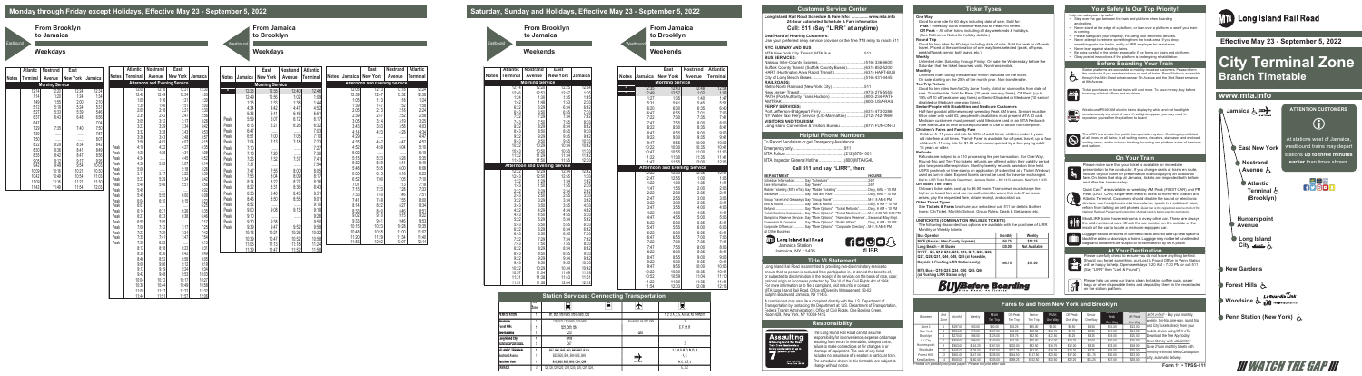# Monday through Friday except holidays, Effective May 23 - September 5, 2022

## From Brooklyn to Jamaica

**Eastbound — Weekdays**

| Notes | Atlantic Terminal | Nostrand Avenue | East New York | Jamaica |
|---|---|---|---|---|
| | **Morning Service** | | | |
| | 12:14 | 12:20 | 12:24 | 12:34 |
| | 1:14 | 1:20 | 1:24 | 1:34 |
| | 1:44 | 1:50 | 1:54 | 2:04 |
| | 5:12 | 5:18 | 5:22 | 5:32 |
| | 5:37 | 5:43 | 5:46 | 5:56 |
| | 6:37 | 6:43 | 6:46 | 6:56 |
| | 6:41 | | | 7:04 |
| | 7:20 | 7:40 | | 7:46 |
| | 7:31 | | | 7:49 |
| | 7:40 | | | 8:00 |
| | 8:22 | 8:28 | 8:34 | 8:42 |
| | 8:30 | 8:36 | 8:40 | 8:49 |
| | 8:35 | 8:42 | 8:45 | 8:54 |
| | 9:22 | 9:28 | 9:32 | 9:42 |
| | 9:43 | 9:49 | 9:54 | 10:03 |
| | 10:03 | 10:19 | 10:23 | 10:33 |
| | 10:43 | 10:49 | 10:54 | 11:03 |
| | 11:09 | 11:16 | 11:21 | 11:30 |
| | 11:43 | 11:49 | 11:54 | 12:03 |

| Notes | Atlantic Terminal | Nostrand Avenue | East New York | Jamaica |
|---|---|---|---|---|
| | **Afternoon and Evening Service** | | | |
| | 12:43 | 12:49 | 12:54 | 1:03 |
| | 1:08 | 1:16 | 1:21 | 1:30 |
| | 1:39 | 1:46 | 1:51 | 2:00 |
| | 2:09 | 2:16 | 2:21 | 2:30 |
| | 2:39 | 2:42 | 2:47 | 2:56 |
| | 3:05 | 3:12 | 3:17 | 3:26 |
| | 3:22 | 3:29 | 3:34 | 3:43 |
| | 3:33 | 3:39 | 3:42 | 3:53 |
| | 3:39 | 3:43 | 3:48 | 3:57 |
| Peak | 3:50 | 4:02 | 4:07 | 4:16 |
| Peak | 4:10 | 4:19 | 4:23 | 4:32 |
| Peak | 4:26 | 4:30 | 4:37 | 4:46 |
| Peak | 4:34 | | 4:46 | 4:55 |
| Peak | 4:50 | 5:02 | 5:07 | 5:14 |
| Peak | 5:08 | | 5:15 | 5:24 |
| Peak | 5:17 | 5:17 | 5:22 | 5:31 |
| Peak | 5:23 | 5:29 | 5:34 | 5:43 |
| Peak | 5:40 | 5:46 | 5:51 | 6:00 |
| Peak | 5:49 | | | 6:08 |
| Peak | 5:49 | 5:55 | 6:00 | 6:09 |
| Peak | 6:01 | 6:10 | 6:15 | 6:23 |
| Peak | 6:07 | | | 6:25 |
| Peak | 6:14 | 6:20 | 6:26 | 6:35 |
| | 6:37 | 6:39 | | 6:56 |
| | 6:44 | 6:50 | 6:55 | 7:04 |
| | 7:09 | | 7:12 | 7:30 |
| | 7:23 | 7:29 | 7:34 | 7:43 |
| | 7:43 | 7:49 | 7:54 | 8:03 |
| | 7:56 | 8:02 | | 8:14 |
| | 8:05 | 8:11 | | 8:19 |
| | 8:13 | 8:19 | 8:23 | 8:31 |
| | 8:38 | 8:44 | 8:49 | 8:58 |
| | 8:46 | 8:53 | 8:58 | 9:05 |
| | 9:05 | 9:11 | 9:16 | 9:25 |
| | 9:13 | 9:19 | 9:24 | 9:34 |
| | 9:43 | 9:49 | 9:54 | 10:03 |
| | 10:04 | 10:10 | 10:15 | 10:24 |
| | 10:37 | 10:43 | 10:48 | 10:57 |
| | 11:04 | 11:10 | 11:15 | 11:24 |
| | 11:40 | 11:46 | 11:51 | 12:00 |

## From Jamaica to Brooklyn

**Westbound — Weekdays**

| Notes | Jamaica | East New York | Nostrand Avenue | Atlantic Terminal |
|---|---|---|---|---|
| | **Morning Service** | | | |
| | 12:25 | 12:35 | 12:40 | 12:48 |
| | 12:49 | 12:55 | 1:02 | 1:08 |
| | 1:25 | 1:35 | 1:39 | 1:46 |
| | 4:34 | 4:42 | 4:47 | 4:53 |
| | 5:23 | 5:41 | 5:46 | 5:53 |
| Peak | 5:59 | 6:07 | 6:12 | 6:17 |
| Peak | 6:13 | 6:21 | 6:28 | 6:33 |
| Peak | 6:47 | | | 7:03 |
| Peak | 6:51 | 7:00 | 7:05 | 7:12 |
| Peak | 7:04 | 7:13 | 7:18 | 7:23 |
| Peak | 7:10 | | | 7:29 |
| Peak | 7:18 | 7:26 | | 7:33 |
| Peak | 7:23 | 7:32 | 7:37 | 7:41 |
| Peak | 7:37 | | | 7:54 |
| Peak | 7:47 | 7:55 | 8:00 | 8:05 |
| Peak | 7:56 | 8:04 | 8:09 | 8:14 |
| Peak | 8:14 | 8:22 | 8:27 | 8:34 |
| Peak | 8:22 | 8:31 | 8:36 | 8:42 |
| Peak | 8:33 | 8:40 | 8:45 | 8:51 |
| Peak | 8:43 | 8:50 | 8:55 | 9:01 |
| Peak | 8:52 | | | 9:10 |
| Peak | 9:00 | 9:08 | 9:13 | 9:19 |
| Peak | 9:10 | | | 9:28 |
| | 9:30 | 9:38 | | 9:50 |
| | 9:39 | 9:47 | 9:52 | 9:58 |
| | 10:15 | 10:23 | 10:28 | 10:34 |
| | 10:39 | 10:47 | 10:52 | 10:58 |
| | 11:05 | 11:13 | 11:18 | 11:24 |
| | 11:39 | 11:47 | 11:52 | 11:58 |

| Notes | Jamaica | East New York | Nostrand Avenue | Atlantic Terminal |
|---|---|---|---|---|
| | **Afternoon and Evening Service** | | | |
| | 12:09 | 12:17 | 12:22 | 12:28 |
| | 12:39 | 12:47 | 12:52 | 12:58 |
| | 1:05 | 1:13 | 1:18 | 1:24 |
| | 1:39 | 1:47 | 1:52 | 1:58 |
| | 2:05 | 2:13 | 2:18 | 2:24 |
| | 2:26 | 2:34 | 2:39 | 2:45 |
| | 2:56 | 3:04 | 3:09 | 3:15 |
| | 3:26 | 3:34 | 3:39 | 3:45 |
| | 3:45 | 3:53 | 3:58 | 4:03 |
| | 4:14 | 4:23 | 4:28 | 4:34 |
| | 4:29 | | | 4:46 |
| | 4:35 | 4:42 | 4:47 | 4:53 |
| | 4:53 | 4:59 | 5:04 | 5:10 |
| | 5:15 | 5:23 | 5:28 | 5:35 |
| | 5:32 | 5:38 | 5:44 | 5:49 |
| | 5:46 | 5:55 | 6:00 | 6:06 |
| | 6:06 | 6:13 | 6:18 | 6:24 |
| | 6:32 | 6:40 | 6:45 | 6:50 |
| | 7:01 | 7:09 | 7:14 | 7:20 |
| | 7:33 | 7:40 | 7:46 | 7:51 |
| | 8:02 | 8:11 | 8:16 | 8:21 |
| | 8:33 | 8:40 | 8:45 | 8:51 |
| | 9:02 | 9:09 | 9:14 | 9:20 |
| | 9:29 | 9:36 | 9:41 | 9:46 |
| | 10:14 | 10:22 | 10:27 | 10:33 |
| | 10:53 | 11:01 | 11:06 | 11:12 |
| | 11:39 | 11:47 | 11:52 | 11:58 |

# Saturday, Sunday and Holidays, Effective May 23 - September 5, 2022

## From Brooklyn to Jamaica

**Eastbound — Weekends**

| Notes | Atlantic Terminal | Nostrand Avenue | East New York | Jamaica |
|---|---|---|---|---|
| | **Morning Service** | | | |
| | 12:16 | 12:22 | 12:27 | 12:36 |
| | 12:46 | 12:52 | 12:57 | 1:06 |
| | 1:24 | 1:30 | 1:35 | 1:44 |
| | 1:59 | | | 2:19 |
| | 5:31 | | | 5:51 |
| | 6:52 | 6:58 | 7:03 | 7:12 |
| | 7:22 | 7:28 | 7:33 | 7:42 |
| | 7:52 | 7:58 | 8:03 | 8:12 |
| | 8:22 | 8:28 | 8:34 | 8:42 |
| | 8:43 | 8:50 | 8:55 | 9:03 |
| | 9:13 | 9:19 | 9:24 | 9:33 |
| | 9:43 | 9:49 | 9:54 | 10:03 |
| | 10:22 | 10:28 | 10:34 | 10:42 |
| | 10:43 | 10:49 | 10:54 | 11:03 |
| | 11:22 | 11:28 | 11:34 | 11:42 |
| | 11:43 | 11:49 | 11:54 | 12:03 |
| | **Afternoon and Evening Service** | | | |
| | 12:22 | 12:28 | 12:34 | 12:42 |
| | 12:43 | 12:49 | 12:54 | 1:03 |
| | 1:22 | 1:28 | 1:34 | 1:42 |
| | 1:43 | 1:49 | 1:54 | 2:03 |
| | 2:22 | 2:28 | 2:34 | 2:42 |
| | 2:43 | 2:49 | 2:54 | 3:03 |
| | 3:22 | 3:28 | 3:34 | 3:42 |
| | 3:43 | 3:49 | 3:54 | 4:03 |
| | 4:22 | 4:28 | 4:34 | 4:42 |
| | 4:43 | 4:49 | 4:54 | 5:03 |
| | 5:22 | 5:28 | 5:34 | 5:42 |
| | 5:43 | 5:49 | 5:54 | 6:03 |
| | 6:22 | 6:28 | 6:34 | 6:42 |
| | 6:43 | 6:49 | 6:54 | 7:03 |
| | 7:22 | 7:28 | 7:34 | 7:42 |
| | 7:43 | 7:49 | 7:54 | 8:03 |
| | 8:22 | 8:28 | 8:34 | 8:42 |
| | 8:43 | 8:49 | 8:54 | 9:03 |
| | 9:22 | 9:28 | 9:34 | 9:42 |
| | 9:43 | 9:49 | 9:54 | 10:03 |
| | 10:22 | 10:28 | 10:34 | 10:42 |
| | 10:43 | 10:49 | 10:54 | 11:03 |
| | 11:22 | 11:28 | 11:34 | 11:42 |
| | 11:51 | 11:58 | 12:04 | 12:13 |

## From Jamaica to Brooklyn

**Westbound — Weekends**

| Notes | Jamaica | East New York | Nostrand Avenue | Atlantic Terminal |
|---|---|---|---|---|
| | **Morning Service** | | | |
| | 12:24 | 12:32 | 12:37 | 12:43 |
| | 12:59 | 1:07 | 1:12 | 1:18 |
| | 1:05 | 1:13 | 1:18 | 1:24 |
| | 1:59 | 1:47 | 1:52 | 1:58 |
| | 5:01 | 5:41 | 5:46 | 5:52 |
| | 6:52 | 7:00 | 7:05 | 7:11 |
| | 7:22 | 7:30 | 7:35 | 7:41 |
| | 7:52 | 8:00 | 8:05 | 8:11 |
| | 8:22 | 8:30 | 8:35 | 8:41 |
| | 8:47 | 8:55 | 9:00 | 9:06 |
| | 9:17 | 9:25 | 9:30 | 9:36 |
| | 9:47 | 9:55 | 10:00 | 10:06 |
| | 10:15 | 10:23 | 10:28 | 10:34 |
| | 10:47 | 10:55 | 11:00 | 11:06 |
| | 11:15 | 11:23 | 11:28 | 11:34 |
| | 11:47 | 11:55 | 12:00 | 12:06 |
| | **Afternoon and Evening Service** | | | |
| | 12:15 | 12:23 | 12:28 | 12:34 |
| | 12:47 | 12:55 | 1:00 | 1:06 |
| | 1:15 | 1:23 | 1:28 | 1:34 |
| | 1:47 | 1:55 | 2:00 | 2:06 |
| | 2:15 | 2:23 | 2:28 | 2:34 |
| | 2:47 | 2:55 | 3:00 | 3:06 |
| | 3:15 | 3:23 | 3:28 | 3:34 |
| | 3:47 | 3:55 | 4:00 | 4:06 |
| | 4:15 | 4:23 | 4:28 | 4:34 |
| | 4:47 | 4:55 | 5:00 | 5:06 |
| | 5:15 | 5:23 | 5:28 | 5:34 |
| | 5:47 | 5:55 | 6:00 | 6:06 |
| | 6:15 | 6:23 | 6:28 | 6:34 |
| | 6:47 | 6:55 | 7:00 | 7:06 |
| | 7:15 | 7:23 | 7:28 | 7:34 |
| | 7:47 | 7:55 | 8:00 | 8:06 |
| | 8:15 | 8:23 | 8:28 | 8:34 |
| | 8:47 | 8:55 | 9:00 | 9:06 |
| | 9:15 | 9:23 | 9:28 | 9:34 |
| | 9:47 | 9:55 | 10:00 | 10:06 |
| | 10:23 | 10:30 | 10:35 | 10:41 |
| | 10:53 | 11:00 | 11:05 | 11:11 |
| | 11:23 | 11:30 | 11:35 | 11:41 |
| | 11:53 | 12:00 | 12:05 | 12:11 |

## Station Services: Connecting Transportation

| Station | Fare Zone | Bus | Subway | Other |
|---|---|---|---|---|
| Atlantic Terminal | 1 | B41, B45, B63, B65, B67, B69, B103 | 2, 3, 4, 5, B, D, N, Q, R, W (Barclays) | |
| Nostrand Avenue | 1 | B25, B44, B44 SBS, B49 | A, C (Nostrand Ave) | |
| East New York | 1 | B20, B25, B83 | L, J, Z, A, C | |
| Jamaica | 3 | Q6, Q8, Q9, Q20, Q24, Q25, Q30, Q31, Q40, Q41, Q43, Q44, Q54, Q56, Q60, Q65, Q83, Q84, Q85, Q110, Q111, Q112, Q113, Q114 | E, J, Z | AirTrain JFK |

## Customer Service Center

Long Island Rail Road Schedule & Fare Info: ........ www.mta.info
24-hour automated Schedule & Fare Information

**Call: 511 (Say "LIRR" at anytime)**

Deaf/Hard of Hearing Customers:
Use your preferred relay service provider or the free 711 relay to reach 511

**NYC SUBWAY AND BUS**
MTA New York City Transit, MTA Bus ........ 511

**BUS SERVICES**
Nassau Inter-County Express ........ (516) 336-6600
Suffolk County Transit (Suffolk County Buses) ........ (631) 852-5200
HART (Huntington Area Rapid Transit) ........ (631) HART-BUS
City of Long Beach Buses ........ (516) 431-1000

**RAILROADS**
Metro-North Railroad (New York City) ........ 511
New Jersey Transit ........ (973) 275-5555
PATH (Port Authority Trans-Hudson) ........ (800) 234-PATH
AMTRAK ........ (800) USA-RAIL

**FERRY SERVICES**
Port Jefferson-Bridgeport Ferry ........ (631) 473-0286
NY Water Taxi Ferry Service (LIC-Manhattan) ........ (212) 742-1969

**VISITORS AND TOURISM**
Long Island Convention & Visitors Bureau ........ (877) FUN-ON-LI

## Helpful Phone Numbers

To Report Vandalism or get Emergency Assistance
Emergency only ........ 911
MTA Police ........ (212) 878-1001
MTA Inspector General Hotline ........ (800) MTA-IG4U

**Call 511 and say "LIRR", then:**

| Department | | Hours |
|---|---|---|
| Schedule Information | Say "Schedules" | 24/7 |
| Fare Information | Say "Fares" | 24/7 |
| Mobile Ticketing (MTA eTix) | Say "Mobile Ticketing" | Daily, 6AM – 10 PM |
| MailRide | Say "Mail and Ride" | Daily, 6AM – 10 PM |
| Group Travel and Getaways | Say "Group Travel" | M–F, 9 AM–5 PM |
| Lost & Found | Say "Lost & Found" | Daily, 7 AM – 7 PM |
| Refunds | Say "More Options" – "Ticket Refunds" | Daily, 6 AM – 10 PM |
| Ticket Machine Assistance | Say "More Options" – "Ticket Machines" | M–F, 8:30 AM–5:30 PM |
| Hamptons Reserve Service | Say "More Options" – "Hamptons Reserve" | Seasonal, May-Sept |
| Comments & Concerns | Say "More Options" – "Public Affairs" | Daily, 6 AM – 10 PM |
| Corporate Offices | Say "More Options" – "Corporate Offices" | M–F, 9 AM–5 PM |

All Other Business

**Long Island Rail Road**
Jamaica Station
Jamaica, NY 11435

#LIRR

## Title VI Statement

Long Island Rail Road is committed to providing non-discriminatory service to ensure that no person is excluded from participation in, or denied the benefits of, or subjected to discrimination in the receipt of its services on the basis of race, color, national origin or income as protected by Title VI of the Civil Rights Act of 1964. For more information or to file a complaint, visit mta.info or contact:
MTA Long Island Rail Road, Office of Diversity Management, Mail Code 1140, Jamaica Station, Sutphin Boulevard, Jamaica, NY 11435.

A complaint may also be filed directly with the U.S. Department of Transportation by contacting the Department of Transportation, Office of Civil Rights, One Dewey Square, Room 428, Washington, DC 20590, or by contacting the Federal Transit Administration, Office of Civil Rights, Attention: Title VI Program Coordinator, East Building, 5th Floor-TCR, 1200 New Jersey Ave., SE, Washington, DC 20590.

## Responsibility

The Long Island Rail Road cannot assume responsibility for inconvenience, expense or damage resulting from errors in timetables, delayed trains, failure to make connections or for shortages or oversight of equipment. The sale of any ticket or this timetable is not a guarantee of service. The Long Island Rail Road reserves the right to change or modify this timetable at any time. This timetable is subject to change without notice.

Assaulting MTA employees is a felony. Up to 7 years in jail.

## Ticket Types

**One Way**
Good for one ride for 60 days including date of sale. Valid for:
Peak – Weekday trains scheduled to arrive at NYC terminals between 6 AM and 10 AM, or depart NYC terminals between 4 PM and 8 PM.
Off-Peak – All other times including all day weekends & holidays.
(See Reference Notes for holiday details.)

**Round Trip**
Good for two rides for 60 days including date of sale. Valid for peak and off-peak travel. Priced at the combination of one way fares selected (peak, off-peak, peak/off-peak, senior both ways, etc.)

**Weekly**
Unlimited rides Saturday through Friday. On sale the Wednesday before the Saturday that the ticket becomes valid. Non-transferable.

**Monthly**
Unlimited rides during the calendar month indicated on the ticket. On sale starting on the 20th of the month prior. Non-transferable.

**Ten-Trip Tickets**
Good for ten rides from the City Zone 1 only. Valid for six months from date of sale. Transferable. Valid for Peak / Off peak only on Off Peak Ten Trip (10% off peak one way fares) or Senior/Disabled or Children's (15 cents/ halfare).

**Senior Citizen/People with Disabilities and Medicare Customers**
Half fare at all times except weekday Peak AM trains. Seniors must be 65 or older with valid ID; people with disabilities must present MTA ID card. Medicare customers must present valid Medicare card at time of purchase. Fare Media are not valid on Peak AM trains.

**Children's Fares and Family Fare**
Children 5–11 years old are 50% of adult fares; children under 5 years old ride free at all times. "Family Fare" is available for off-peak travel; up to four children 5–11 may ride for $1.00 when accompanied by a fare-paying adult 18 years or older.

**Refunds**
Refunds are subject to a $10 processing fee per transaction. For One Way, Round Trip and Ten-Trip tickets, refunds are offered within their validity period plus two years after expiration. Monthly/weekly refunds based on time remaining. Tickets purchased on train cannot be used for a ticket refund. Mail to: LIRR Ticket Refunds Department, Jamaica Station, MC 1410, Jamaica, New York 11435.

**On-Board Train Fares**
On-board fares are up to $6.50 more. Train crews may charge the higher on board fare and can sell tickets only for travel originating from a station with a ticket office or machine.

**Other Valid Tickets**
Ten Ride & Fares Ten & Freedom tickets; see [mta.info](#) for details.

**UNITICKETS (COMBINATION RAIL/BUS TICKETS)**
Unlimited transfers on connecting bus routes are available with the purchase of LIRR monthly or weekly tickets.

| Bus Operator | Monthly | Weekly |
|---|---|---|
| NICE (Nassau Inter-County Express) | $80.00 | $15.25 |
| Long Beach – All Buses | $50.00 | Not Available |
| NYCT - Q5, Q13, Q15, Q16, Q17, Q20, Q25, Q27, Q28, Q31, Q44, Q65, Q85 (in Rosedale, Bayside & Flushing LIRR Stations only) | $64.75 | $17.50 |
| MTA Bus - Q19, Q25, Q34, Q35, Q65, Q66 (at Flushing LIRR Station only) | | |

**Buy Before Boarding**

## Your Safety Is Our Top Priority!

Help us make your trip safer:
- Step over the gap between the train and platform when boarding and exiting.
- Never stand at the edge of a platform, or lean over a platform to see if your train is coming.
- Please safeguard your property, including your electronic devices.
- Never attempt to retrieve something from the track area. If you drop something onto the tracks, notify an LIRR employee for assistance.
- Never lean against standing trains.
- Be extra careful in the winter, especially if ice forms on stairs and platforms.
- Obey posted instructions if the platform is undergoing rehabilitation.

## Before Boarding Your Train

Station platforms are accessible to mobility impaired customers. Please inform the conductor if you need assistance in and off trains. Elevator access is available through the 14th Street entrance near 7th Avenue and the 33rd Street entrance at 8th Avenue.

Ticket purchases on board trains will cost more. To save money, buy before boarding at ticket offices and machines.

Wheelchair/ADA eligible customers must display their MTA Reduced-Fare MetroCard, which is available from the MTA at all stations.

This LIRR is a smoke-free public transportation system. Smoking is prohibited at all times on all trains, in all waiting rooms, elevators, staircases and enclosed waiting areas, and in outdoor ticketing, boarding and platform areas of terminals and stations.

## On Your Train

Please make sure that your ticket is available for immediate presentation to the conductor. If you change seats or trains en route, hold on to your ticket for presentation to avoid paying an additional fare. Customers not holding a valid ticket will be asked to purchase a ticket on board.

Quiet Cars are available on weekday AM Peak (FIRST car) and PM Peak (LAST CAR) single-level electric trains to/from Penn Station and Atlantic Terminal. Customers should disable the sound on electronic devices, use headphones at a low volume, and refrain from extended voice conversations.

Most LIRR trains have restrooms on every other car. There are always the same restroom cars. Check the car number on the outside or the inside of the car to locate a restroom equipped car.

Luggage should be stored in overhead racks and not take up seat space or block the aisles or doorways of trains. Luggage may not be left unattended. Bags and containers are subject to random search by MTA police.

## At Your Destination

Please carefully check to ensure you do not leave anything behind. Should you forget something, our Lost & Found Office in Penn Station will be happy to help. Open weekdays 7:20 AM – 7:20 PM or call 511 (Say "LIRR" then "Lost & Found").

Please help us keep our trains clean by taking coffee cups, paper bags or other disposable items and depositing them in the receptacles on the station platform.

## ATTENTION CUSTOMERS

At stations west of Jamaica, westbound trains may depart stations **up to three minutes earlier** than times shown.

# City Terminal Zone Branch Timetable

**Effective May 23 - September 5, 2022**

www.mta.info

Jamaica — East New York — Nostrand Avenue — Atlantic Terminal (Brooklyn) — Hunterspoint Avenue — Long Island City — Kew Gardens — Forest Hills — Woodside — Penn Station (New York)

## Fares to and from New York and Brooklyn

| Between Zone 1 and | Zone | Monthly | Weekly | Peak One Way | Off-Peak One Way | Senior Citizen | Peak One Way | Off-Peak One Way | CityTicket |
|---|---|---|---|---|---|---|---|---|---|
| Zone 1 | 1 | $160.00 | $50.00 | $5.00 | $5.00 | $2.50 | $5.00 | $5.00 | $5.00 |
| Kew Gardens | 3 | $225.00 | $72.00 | $10.75 | $7.75 | $5.25 | $14.50 | $10.50 | $5.00 |
| Forest Hills | 3 | $225.00 | $72.00 | $10.75 | $7.75 | $5.25 | $14.50 | $10.50 | $5.00 |
| Woodside | 1 | $160.00 | $50.00 | $5.00 | $5.00 | $2.50 | $5.00 | $5.00 | $5.00 |
| Hunterspoint Avenue | 1 | $160.00 | $50.00 | $5.00 | $5.00 | $2.50 | $5.00 | $5.00 | $5.00 |
| Long Island City | 1 | $160.00 | $50.00 | $5.00 | $5.00 | $2.50 | $5.00 | $5.00 | $5.00 |
| Jamaica | 3 | $225.00 | $72.00 | $10.75 | $7.75 | $5.25 | $14.50 | $10.50 | $5.00 |

MTA eTix® – Buy your monthly, weekly, ten-trip, one-way, round trip tickets from your mobile device using MTA eTix. Save 2% on monthly tickets with monthly ticket autopay.

**BUY WATCH OR BAG**

Form 11 • TPSS-11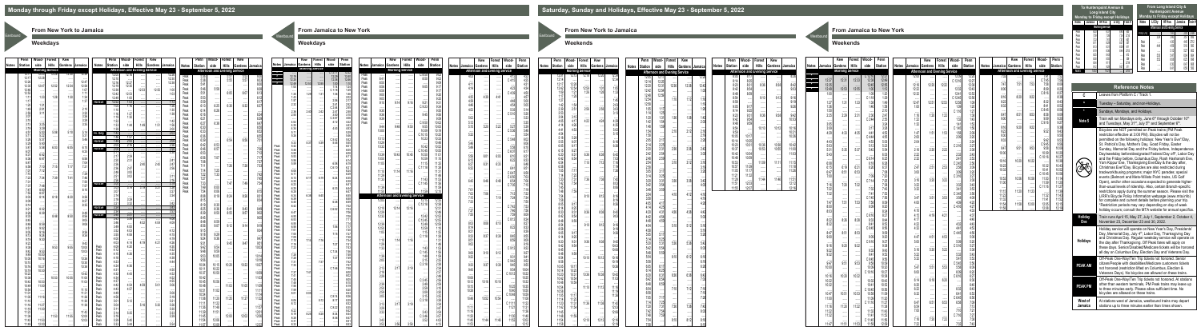# Monday through Friday except Holidays, Effective May 23 - September 5, 2022

## Eastbound — From New York to Jamaica

### Weekdays

| Notes | Station | Penn Station | Woodside | Forest Hills | Kew Gardens | Jamaica |
|---|---|---|---|---|---|---|

Morning Service

Afternoon and Evening Service

## Westbound — From Jamaica to New York

### Weekdays

| Notes | Station | Jamaica | Kew Gardens | Forest Hills | Woodside | Penn Station |
|---|---|---|---|---|---|---|

Morning Service

Afternoon and Evening Service

# Saturday, Sunday and Holidays, Effective May 23 - September 5, 2022

## Eastbound — From New York to Jamaica

### Weekends

| Notes | Station | Penn Station | Woodside | Forest Hills | Kew Gardens | Jamaica |
|---|---|---|---|---|---|---|

Afternoon and Evening Service

## Westbound — From Jamaica to New York

### Weekends

| Notes | Station | Jamaica | Kew Gardens | Forest Hills | Woodside | Penn Station |
|---|---|---|---|---|---|---|

Morning Service

Afternoon and Evening Service

## To Hunterspoint Avenue & Long Island City — Monday to Friday except Holiday

## From Long Island City & Hunterspoint Avenue — Monday to Friday except Holiday

## Reference Notes

| | |
|---|---|
| C | Leaves from Platform C / Track 1. |
| * | Tuesday – Saturday, and non-Holidays. |
| ^ | Sundays, Mondays, and Holidays. |
| Note 5 | Train will run Mondays only, June 6th through October 10th and Tuesday, May 31st, July 5th and September 6th. |
| (No bicycles) | Bicycles are NOT permitted on these trains (PM Peak restriction effective at 3:00 PM). Bicycles will not be permitted on the following holidays: New Year's Eve/Day, St. Patrick's Day, Mother's Day, Good Friday, Easter Sunday, Memorial Day and the Friday before, Independence Day/weekday before/designated Federal Day off, Labor Day and the Friday before, Columbus Day, Rosh Hashanah Eve, Yom Kippur Eve, Thanksgiving Eve/Day & the day after, Christmas Eve/Day. Bicycles are also restricted during trackwork/busing programs, major NYC parades, special events (Belmont and Mets-Willets Point trains, US Golf Open), and/or other occasions expected to generate higher-than-usual levels of ridership. Also, certain Branch-specific restrictions apply during the summer season. Please visit the LIRR's Bicycle Policy information webpage for complete and current details before planning your trip. *Restriction periods may vary depending on day of week holiday occurs; consult the MTA website for annual specifics. |
| Holiday Eve | Train runs April 15, May 27, July 1, September 2, October 4, November 23, December 23 and 30, 2022. |
| Holidays | Holiday service will operate on New Year's Day, Presidents' Day, Memorial Day, July 4th, Labor Day, Thanksgiving Day, and Christmas Day. Regular weekday service will operate on the day after Thanksgiving. Off-Peak fares will apply on these days. Senior/Disabled/Medicare tickets will be honored all day on Columbus Day, Election Day and Veterans Day. |
| PEAK AM | Off-Peak One-Way/Ten Trip tickets not honored. Senior citizen/People with disabilities/Medicare customers tickets not honored (restriction lifted on Columbus, Election, and Veterans Days). No bicycles are allowed on these trains. |
| PEAK PM | Off-Peak One-Way/Ten Trip tickets not honored. At stations other than western terminals, PM Peak trains may leave up to three minutes early. Please allow sufficient time. No bicycles are allowed on these trains. |
| West of Jamaica | At stations west of Jamaica, westbound trains may depart stations up to three minutes earlier than times shown. |